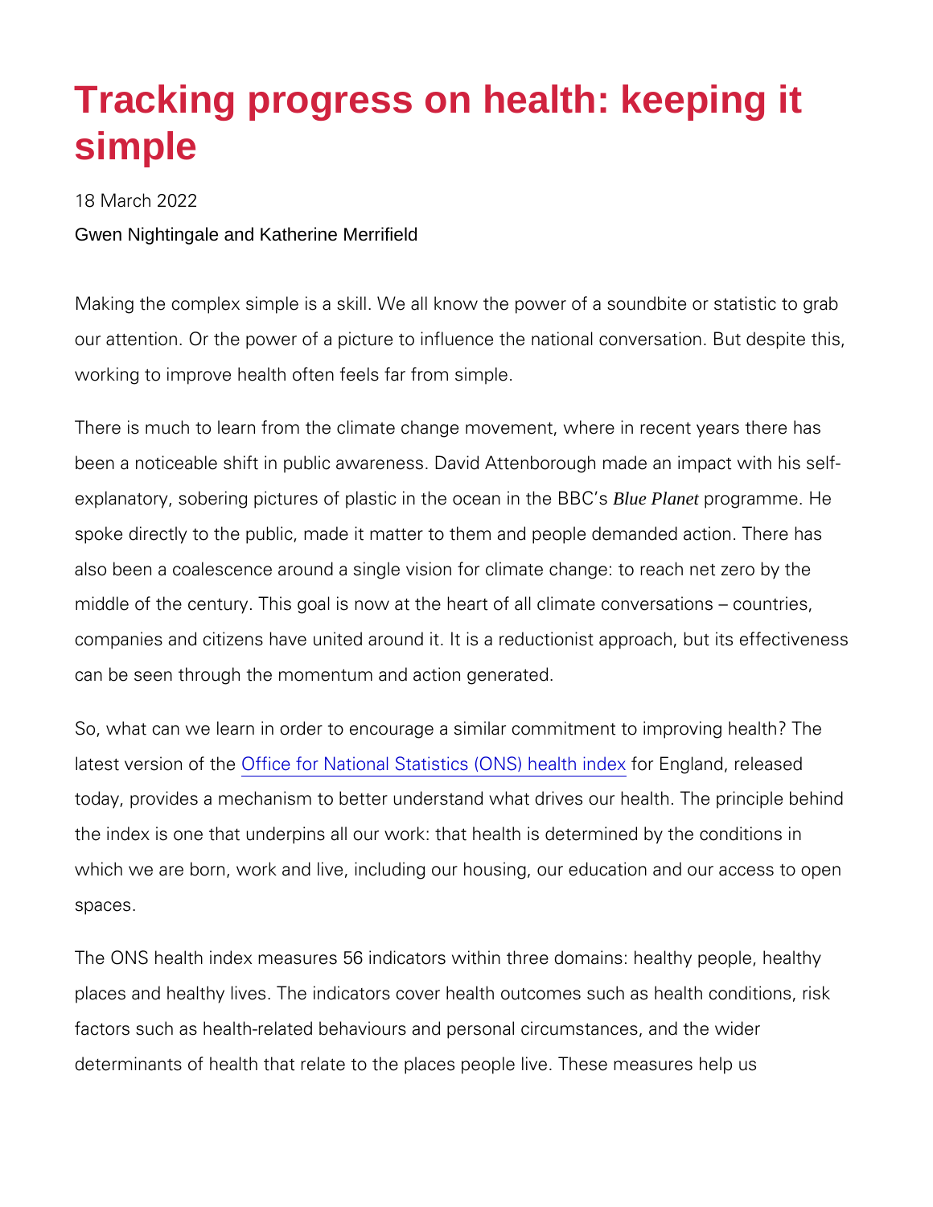# Tracking progress on health: keeping it simple

18 March 2022

Gwen Nightingale and Katherine Merrifield

Making the complex simple is a skill. We all know the power of a soundbite or statistic to grab our attention. Or the power of a picture to influence the national conversation. But despite this, working to improve health often feels far from simple.

There is much to learn from the climate change movement, where in recent years there has been a noticeable shift in public awareness. David Attenborough made an impact with his self-explanatory, sobering pictures of plastic in the ocean in the BBC's *Blue Planet* programme. He spoke directly to the public, made it matter to them and people demanded action. There has also been a coalescence around a single vision for climate change: to reach net zero by the middle of the century. This goal is now at the heart of all climate conversations – countries, companies and citizens have united around it. It is a reductionist approach, but its effectiveness can be seen through the momentum and action generated.

So, what can we learn in order to encourage a similar commitment to improving health? The latest version of the Office for National Statistics (ONS) health index for England, released today, provides a mechanism to better understand what drives our health. The principle behind the index is one that underpins all our work: that health is determined by the conditions in which we are born, work and live, including our housing, our education and our access to open spaces.

The ONS health index measures 56 indicators within three domains: healthy people, healthy places and healthy lives. The indicators cover health outcomes such as health conditions, risk factors such as health-related behaviours and personal circumstances, and the wider determinants of health that relate to the places people live. These measures help us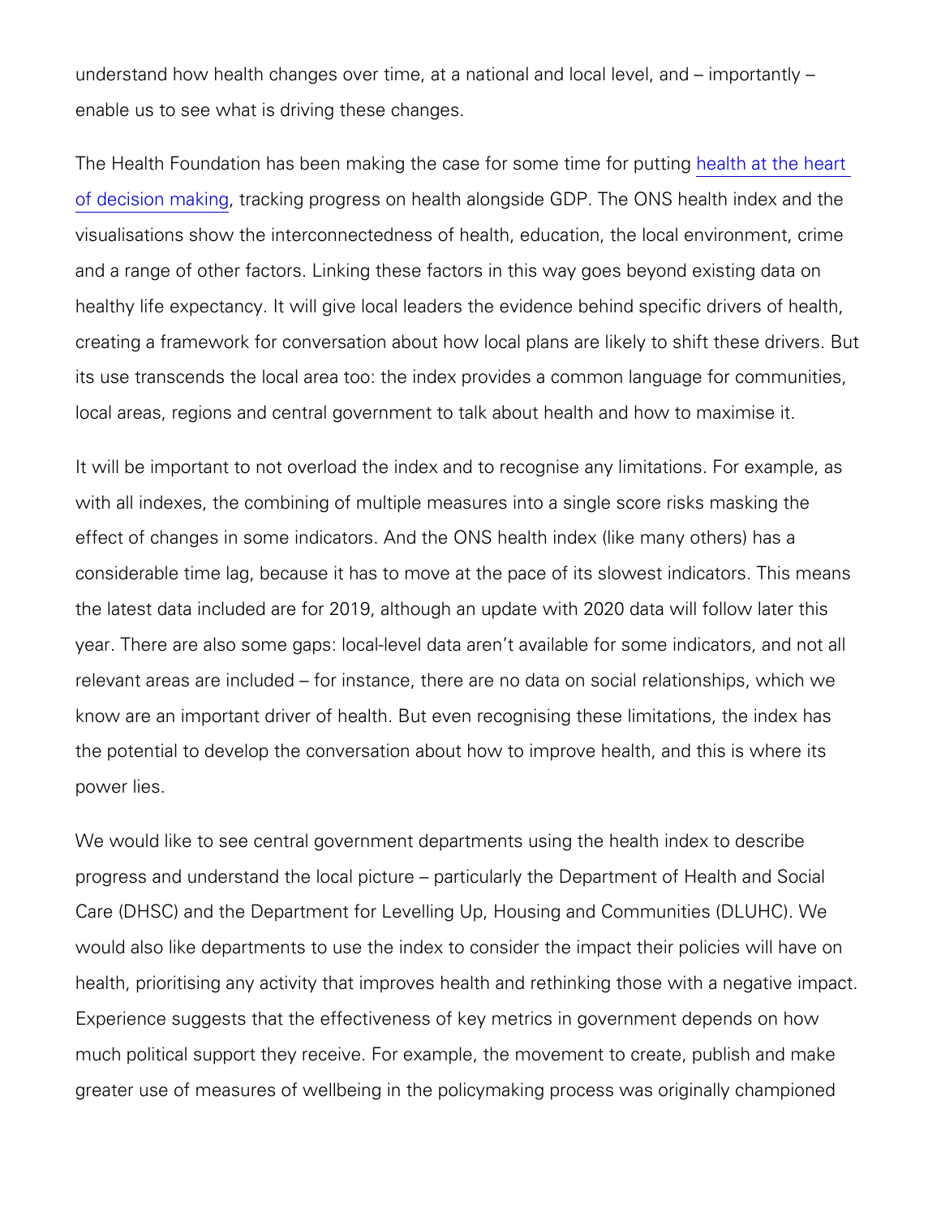understand how health changes over time, at a national and local level, and – importantly – enable us to see what is driving these changes.

The Health Foundation has been making the case for some time for putting [health at the heart of decision making](), tracking progress on health alongside GDP. The ONS health index and the visualisations show the interconnectedness of health, education, the local environment, crime and a range of other factors. Linking these factors in this way goes beyond existing data on healthy life expectancy. It will give local leaders the evidence behind specific drivers of health, creating a framework for conversation about how local plans are likely to shift these drivers. But its use transcends the local area too: the index provides a common language for communities, local areas, regions and central government to talk about health and how to maximise it.

It will be important to not overload the index and to recognise any limitations. For example, as with all indexes, the combining of multiple measures into a single score risks masking the effect of changes in some indicators. And the ONS health index (like many others) has a considerable time lag, because it has to move at the pace of its slowest indicators. This means the latest data included are for 2019, although an update with 2020 data will follow later this year. There are also some gaps: local-level data aren't available for some indicators, and not all relevant areas are included – for instance, there are no data on social relationships, which we know are an important driver of health. But even recognising these limitations, the index has the potential to develop the conversation about how to improve health, and this is where its power lies.

We would like to see central government departments using the health index to describe progress and understand the local picture – particularly the Department of Health and Social Care (DHSC) and the Department for Levelling Up, Housing and Communities (DLUHC). We would also like departments to use the index to consider the impact their policies will have on health, prioritising any activity that improves health and rethinking those with a negative impact. Experience suggests that the effectiveness of key metrics in government depends on how much political support they receive. For example, the movement to create, publish and make greater use of measures of wellbeing in the policymaking process was originally championed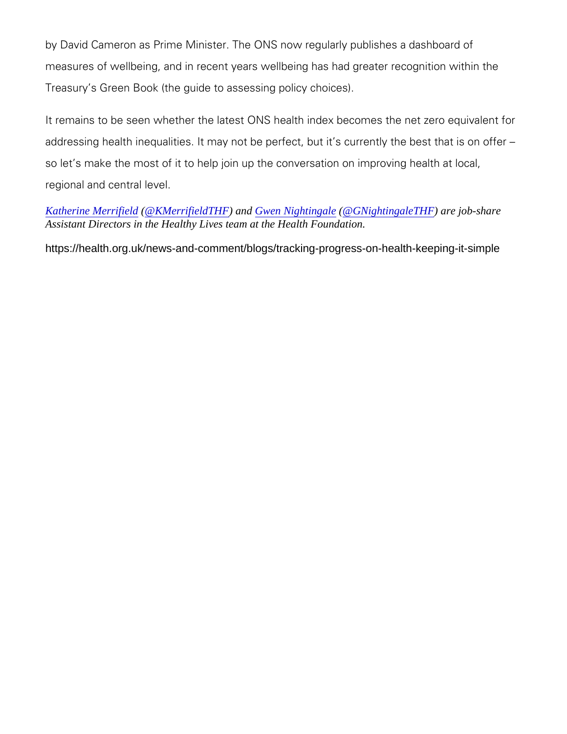by David Cameron as Prime Minister. The ONS now regularly publishes a dashboard of measures of wellbeing, and in recent years wellbeing has had greater recognition within the Treasury's Green Book (the guide to assessing policy choices).

It remains to be seen whether the latest ONS health index becomes the net zero equivalent for addressing health inequalities. It may not be perfect, but it's currently the best that is on offer – so let's make the most of it to help join up the conversation on improving health at local, regional and central level.

*Katherine Merrifield (@KMerrifieldTHF) and Gwen Nightingale (@GNightingaleTHF) are job-share Assistant Directors in the Healthy Lives team at the Health Foundation.*

https://health.org.uk/news-and-comment/blogs/tracking-progress-on-health-keeping-it-simple